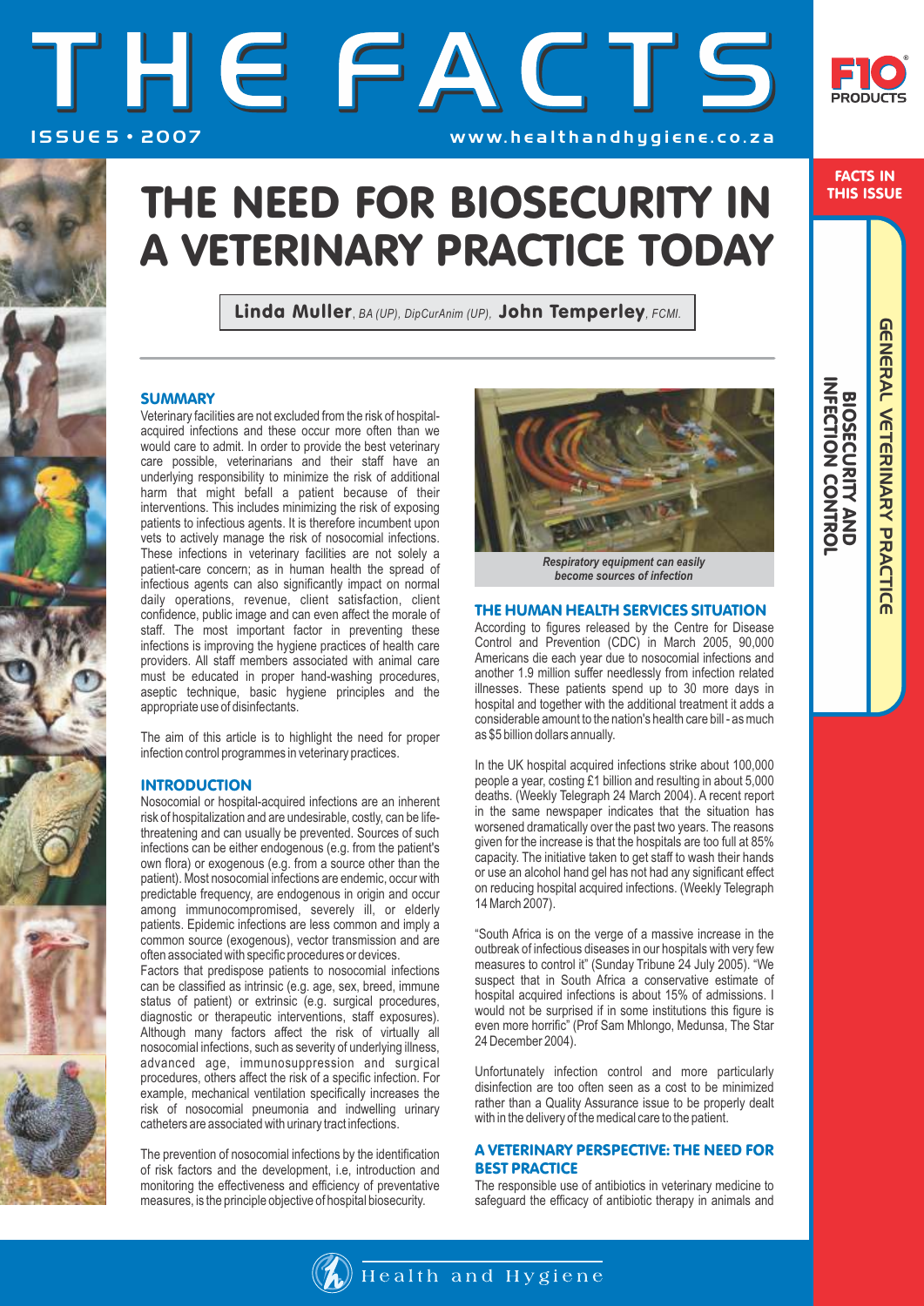# THE FACTS

ISSUE 5 • 2007

www.healthandhygiene.co.za

F10 PRODUCTS

FACTS IN THIS ISSUE

GENERAL VETERINARY PRACTICE

BIOSECURITY AND INFECTION CONTROL

# THE NEED FOR BIOSECURITY IN A VETERINARY PRACTICE TODAY

**Linda Muller**, *BA (UP), DipCurAnim (UP)*, **John Temperley**, *FCMI.*

## SUMMARY

Veterinary facilities are not excluded from the risk of hospital-acquired infections and these occur more often than we would care to admit. In order to provide the best veterinary care possible, veterinarians and their staff have an underlying responsibility to minimize the risk of additional harm that might befall a patient because of their interventions. This includes minimizing the risk of exposing patients to infectious agents. It is therefore incumbent upon vets to actively manage the risk of nosocomial infections. These infections in veterinary facilities are not solely a patient-care concern; as in human health the spread of infectious agents can also significantly impact on normal daily operations, revenue, client satisfaction, client confidence, public image and can even affect the morale of staff. The most important factor in preventing these infections is improving the hygiene practices of health care providers. All staff members associated with animal care must be educated in proper hand-washing procedures, aseptic technique, basic hygiene principles and the appropriate use of disinfectants.

The aim of this article is to highlight the need for proper infection control programmes in veterinary practices.

## INTRODUCTION

Nosocomial or hospital-acquired infections are an inherent risk of hospitalization and are undesirable, costly, can be life-threatening and can usually be prevented. Sources of such infections can be either endogenous (e.g. from the patient's own flora) or exogenous (e.g. from a source other than the patient). Most nosocomial infections are endemic, occur with predictable frequency, are endogenous in origin and occur among immunocompromised, severely ill, or elderly patients. Epidemic infections are less common and imply a common source (exogenous), vector transmission and are often associated with specific procedures or devices.

Factors that predispose patients to nosocomial infections can be classified as intrinsic (e.g. age, sex, breed, immune status of patient) or extrinsic (e.g. surgical procedures, diagnostic or therapeutic interventions, staff exposures). Although many factors affect the risk of virtually all nosocomial infections, such as severity of underlying illness, advanced age, immunosuppression and surgical procedures, others affect the risk of a specific infection. For example, mechanical ventilation specifically increases the risk of nosocomial pneumonia and indwelling urinary catheters are associated with urinary tract infections.

The prevention of nosocomial infections by the identification of risk factors and the development, i.e, introduction and monitoring the effectiveness and efficiency of preventative measures, is the principle objective of hospital biosecurity.

*Respiratory equipment can easily become sources of infection*

## THE HUMAN HEALTH SERVICES SITUATION

According to figures released by the Centre for Disease Control and Prevention (CDC) in March 2005, 90,000 Americans die each year due to nosocomial infections and another 1.9 million suffer needlessly from infection related illnesses. These patients spend up to 30 more days in hospital and together with the additional treatment it adds a considerable amount to the nation's health care bill - as much as $5 billion dollars annually.

In the UK hospital acquired infections strike about 100,000 people a year, costing £1 billion and resulting in about 5,000 deaths. (Weekly Telegraph 24 March 2004). A recent report in the same newspaper indicates that the situation has worsened dramatically over the past two years. The reasons given for the increase is that the hospitals are too full at 85% capacity. The initiative taken to get staff to wash their hands or use an alcohol hand gel has not had any significant effect on reducing hospital acquired infections. (Weekly Telegraph 14 March 2007).

"South Africa is on the verge of a massive increase in the outbreak of infectious diseases in our hospitals with very few measures to control it" (Sunday Tribune 24 July 2005). "We suspect that in South Africa a conservative estimate of hospital acquired infections is about 15% of admissions. I would not be surprised if in some institutions this figure is even more horrific" (Prof Sam Mhlongo, Medunsa, The Star 24 December 2004).

Unfortunately infection control and more particularly disinfection are too often seen as a cost to be minimized rather than a Quality Assurance issue to be properly dealt with in the delivery of the medical care to the patient.

## A VETERINARY PERSPECTIVE: THE NEED FOR BEST PRACTICE

The responsible use of antibiotics in veterinary medicine to safeguard the efficacy of antibiotic therapy in animals and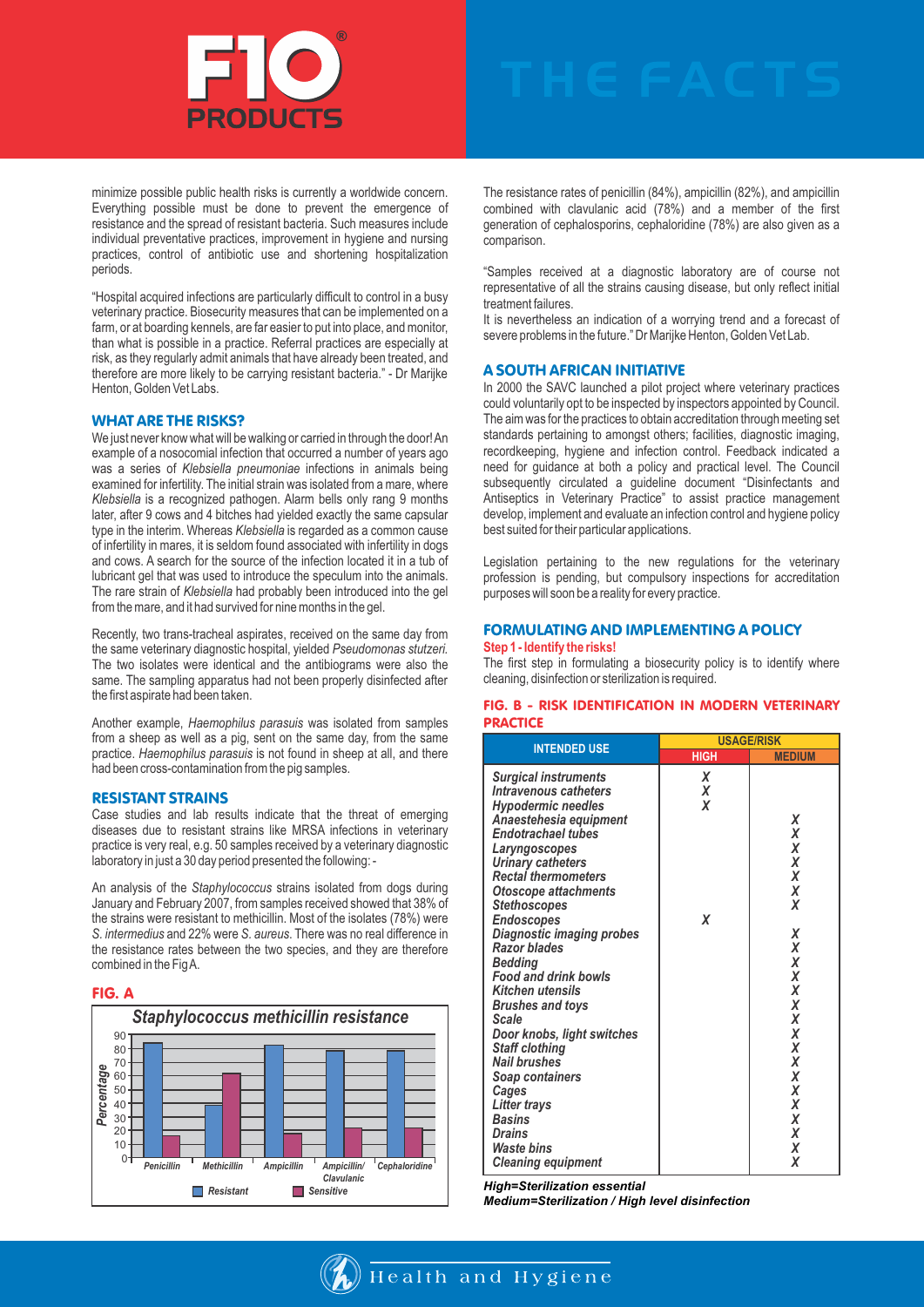minimize possible public health risks is currently a worldwide concern. Everything possible must be done to prevent the emergence of resistance and the spread of resistant bacteria. Such measures include individual preventative practices, improvement in hygiene and nursing practices, control of antibiotic use and shortening hospitalization periods.

"Hospital acquired infections are particularly difficult to control in a busy veterinary practice. Biosecurity measures that can be implemented on a farm, or at boarding kennels, are far easier to put into place, and monitor, than what is possible in a practice. Referral practices are especially at risk, as they regularly admit animals that have already been treated, and therefore are more likely to be carrying resistant bacteria." - Dr Marijke Henton, Golden Vet Labs.

## WHAT ARE THE RISKS?

We just never know what will be walking or carried in through the door! An example of a nosocomial infection that occurred a number of years ago was a series of *Klebsiella pneumoniae* infections in animals being examined for infertility. The initial strain was isolated from a mare, where *Klebsiella* is a recognized pathogen. Alarm bells only rang 9 months later, after 9 cows and 4 bitches had yielded exactly the same capsular type in the interim. Whereas *Klebsiella* is regarded as a common cause of infertility in mares, it is seldom found associated with infertility in dogs and cows. A search for the source of the infection located it in a tub of lubricant gel that was used to introduce the speculum into the animals. The rare strain of *Klebsiella* had probably been introduced into the gel from the mare, and it had survived for nine months in the gel.

Recently, two trans-tracheal aspirates, received on the same day from the same veterinary diagnostic hospital, yielded *Pseudomonas stutzeri*. The two isolates were identical and the antibiograms were also the same. The sampling apparatus had not been properly disinfected after the first aspirate had been taken.

Another example, *Haemophilus parasuis* was isolated from samples from a sheep as well as a pig, sent on the same day, from the same practice. *Haemophilus parasuis* is not found in sheep at all, and there had been cross-contamination from the pig samples.

## RESISTANT STRAINS

Case studies and lab results indicate that the threat of emerging diseases due to resistant strains like MRSA infections in veterinary practice is very real, e.g. 50 samples received by a veterinary diagnostic laboratory in just a 30 day period presented the following: -

An analysis of the *Staphylococcus* strains isolated from dogs during January and February 2007, from samples received showed that 38% of the strains were resistant to methicillin. Most of the isolates (78%) were *S. intermedius* and 22% were *S. aureus*. There was no real difference in the resistance rates between the two species, and they are therefore combined in the Fig A.

### FIG. A

*Staphylococcus methicillin resistance*

(Bar chart: Percentage of Resistant and Sensitive strains for Penicillin, Methicillin, Ampicillin, Ampicillin/Clavulanic, Cephaloridine)

The resistance rates of penicillin (84%), ampicillin (82%), and ampicillin combined with clavulanic acid (78%) and a member of the first generation of cephalosporins, cephaloridine (78%) are also given as a comparison.

"Samples received at a diagnostic laboratory are of course not representative of all the strains causing disease, but only reflect initial treatment failures.

It is nevertheless an indication of a worrying trend and a forecast of severe problems in the future." Dr Marijke Henton, Golden Vet Lab.

## A SOUTH AFRICAN INITIATIVE

In 2000 the SAVC launched a pilot project where veterinary practices could voluntarily opt to be inspected by inspectors appointed by Council. The aim was for the practices to obtain accreditation through meeting set standards pertaining to amongst others; facilities, diagnostic imaging, recordkeeping, hygiene and infection control. Feedback indicated a need for guidance at both a policy and practical level. The Council subsequently circulated a guideline document "Disinfectants and Antiseptics in Veterinary Practice" to assist practice management develop, implement and evaluate an infection control and hygiene policy best suited for their particular applications.

Legislation pertaining to the new regulations for the veterinary profession is pending, but compulsory inspections for accreditation purposes will soon be a reality for every practice.

## FORMULATING AND IMPLEMENTING A POLICY

**Step 1 - Identify the risks!**

The first step in formulating a biosecurity policy is to identify where cleaning, disinfection or sterilization is required.

### FIG. B - RISK IDENTIFICATION IN MODERN VETERINARY PRACTICE

| INTENDED USE | USAGE/RISK | |
|---|---|---|
| | HIGH | MEDIUM |
| Surgical instruments | X | |
| Intravenous catheters | X | |
| Hypodermic needles | X | |
| Anaestehesia equipment | | X |
| Endotrachael tubes | | X |
| Laryngoscopes | | X |
| Urinary catheters | | X |
| Rectal thermometers | | X |
| Otoscope attachments | | X |
| Stethoscopes | | X |
| Endoscopes | X | |
| Diagnostic imaging probes | | X |
| Razor blades | | X |
| Bedding | | X |
| Food and drink bowls | | X |
| Kitchen utensils | | X |
| Brushes and toys | | X |
| Scale | | X |
| Door knobs, light switches | | X |
| Staff clothing | | X |
| Nail brushes | | X |
| Soap containers | | X |
| Cages | | X |
| Litter trays | | X |
| Basins | | X |
| Drains | | X |
| Waste bins | | X |
| Cleaning equipment | | X |

***High=Sterilization essential***

***Medium=Sterilization / High level disinfection***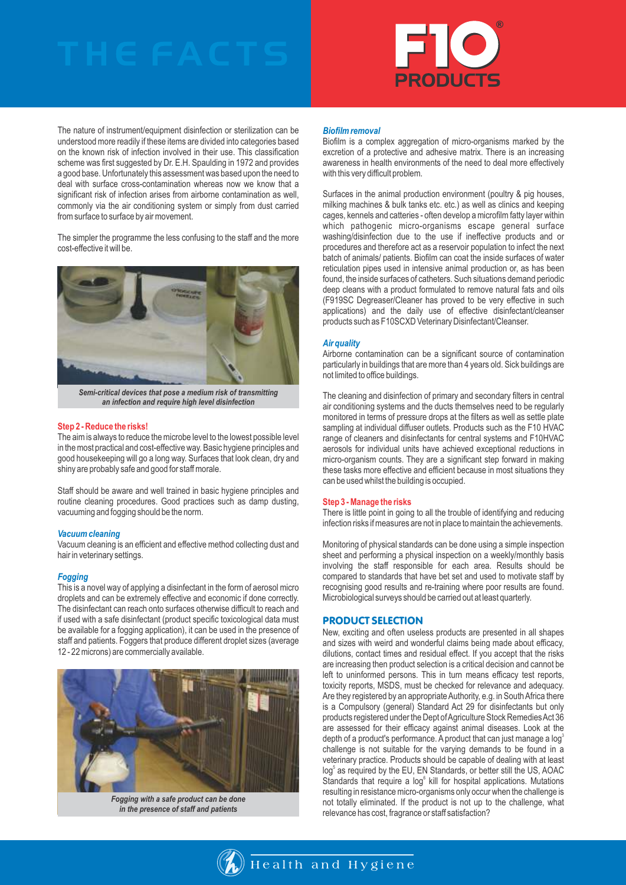# THE FACTS

The nature of instrument/equipment disinfection or sterilization can be understood more readily if these items are divided into categories based on the known risk of infection involved in their use. This classification scheme was first suggested by Dr. E.H. Spaulding in 1972 and provides a good base. Unfortunately this assessment was based upon the need to deal with surface cross-contamination whereas now we know that a significant risk of infection arises from airborne contamination as well, commonly via the air conditioning system or simply from dust carried from surface to surface by air movement.

The simpler the programme the less confusing to the staff and the more cost-effective it will be.

*Semi-critical devices that pose a medium risk of transmitting an infection and require high level disinfection*

### Step 2 - Reduce the risks!

The aim is always to reduce the microbe level to the lowest possible level in the most practical and cost-effective way. Basic hygiene principles and good housekeeping will go a long way. Surfaces that look clean, dry and shiny are probably safe and good for staff morale.

Staff should be aware and well trained in basic hygiene principles and routine cleaning procedures. Good practices such as damp dusting, vacuuming and fogging should be the norm.

#### *Vacuum cleaning*

Vacuum cleaning is an efficient and effective method collecting dust and hair in veterinary settings.

#### *Fogging*

This is a novel way of applying a disinfectant in the form of aerosol micro droplets and can be extremely effective and economic if done correctly. The disinfectant can reach onto surfaces otherwise difficult to reach and if used with a safe disinfectant (product specific toxicological data must be available for a fogging application), it can be used in the presence of staff and patients. Foggers that produce different droplet sizes (average 12 - 22 microns) are commercially available.

*Fogging with a safe product can be done in the presence of staff and patients*

#### *Biofilm removal*

Biofilm is a complex aggregation of micro-organisms marked by the excretion of a protective and adhesive matrix. There is an increasing awareness in health environments of the need to deal more effectively with this very difficult problem.

Surfaces in the animal production environment (poultry & pig houses, milking machines & bulk tanks etc. etc.) as well as clinics and keeping cages, kennels and catteries - often develop a microfilm fatty layer within which pathogenic micro-organisms escape general surface washing/disinfection due to the use if ineffective products and or procedures and therefore act as a reservoir population to infect the next batch of animals/ patients. Biofilm can coat the inside surfaces of water reticulation pipes used in intensive animal production or, as has been found, the inside surfaces of catheters. Such situations demand periodic deep cleans with a product formulated to remove natural fats and oils (F919SC Degreaser/Cleaner has proved to be very effective in such applications) and the daily use of effective disinfectant/cleanser products such as F10SCXD Veterinary Disinfectant/Cleanser.

#### *Air quality*

Airborne contamination can be a significant source of contamination particularly in buildings that are more than 4 years old. Sick buildings are not limited to office buildings.

The cleaning and disinfection of primary and secondary filters in central air conditioning systems and the ducts themselves need to be regularly monitored in terms of pressure drops at the filters as well as settle plate sampling at individual diffuser outlets. Products such as the F10 HVAC range of cleaners and disinfectants for central systems and F10HVAC aerosols for individual units have achieved exceptional reductions in micro-organism counts. They are a significant step forward in making these tasks more effective and efficient because in most situations they can be used whilst the building is occupied.

### Step 3 - Manage the risks

There is little point in going to all the trouble of identifying and reducing infection risks if measures are not in place to maintain the achievements.

Monitoring of physical standards can be done using a simple inspection sheet and performing a physical inspection on a weekly/monthly basis involving the staff responsible for each area. Results should be compared to standards that have bet set and used to motivate staff by recognising good results and re-training where poor results are found. Microbiological surveys should be carried out at least quarterly.

## PRODUCT SELECTION

New, exciting and often useless products are presented in all shapes and sizes with weird and wonderful claims being made about efficacy, dilutions, contact times and residual effect. If you accept that the risks are increasing then product selection is a critical decision and cannot be left to uninformed persons. This in turn means efficacy test reports, toxicity reports, MSDS, must be checked for relevance and adequacy. Are they registered by an appropriate Authority, e.g. in South Africa there is a Compulsory (general) Standard Act 29 for disinfectants but only products registered under the Dept of Agriculture Stock Remedies Act 36 are assessed for their efficacy against animal diseases. Look at the depth of a product's performance. A product that can just manage a $\log^3$ challenge is not suitable for the varying demands to be found in a veterinary practice. Products should be capable of dealing with at least $\log^5$ as required by the EU, EN Standards, or better still the US, AOAC Standards that require a $\log^6$ kill for hospital applications. Mutations resulting in resistance micro-organisms only occur when the challenge is not totally eliminated. If the product is not up to the challenge, what relevance has cost, fragrance or staff satisfaction?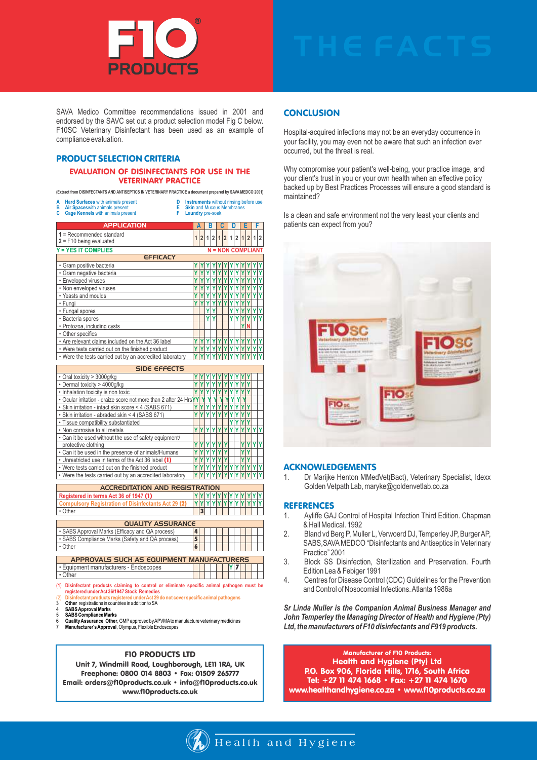SAVA Medico Committee recommendations issued in 2001 and endorsed by the SAVC set out a product selection model Fig C below. F10SC Veterinary Disinfectant has been used as an example of compliance evaluation.

## PRODUCT SELECTION CRITERIA

### EVALUATION OF DISINFECTANTS FOR USE IN THE VETERINARY PRACTICE

**(Extract from DISINFECTANTS AND ANTISEPTICS IN VETERINARY PRACTICE a document prepared by SAVA MEDCO 2001)**

- **A** **Hard Surfaces** with animals present
- **B** **Air Spaces** with animals present
- **C** **Cage Kennels** with animals present
- **D** **Instruments** without rinsing before use
- **E** **Skin** and Mucous Membranes
- **F** **Laundry** pre-soak.

| APPLICATION | A | | B | | C | | D | | E | | F | |
|---|---|---|---|---|---|---|---|---|---|---|---|---|
| 1 = Recommended standard<br>2 = F10 being evaluated | 1 | 2 | 1 | 2 | 1 | 2 | 1 | 2 | 1 | 2 | 1 | 2 |
| **Y = YES IT COMPLIES** | | | | | | | | | | | | **N = NON COMPLIANT** |
| **EFFICACY** | | | | | | | | | | | | |
| • Gram positive bacteria | Y | Y | Y | Y | Y | Y | Y | Y | Y | Y | Y | Y |
| • Gram negative bacteria | Y | Y | Y | Y | Y | Y | Y | Y | Y | Y | Y | Y |
| • Enveloped viruses | Y | Y | Y | Y | Y | Y | Y | Y | Y | Y | Y | Y |
| • Non enveloped viruses | Y | Y | Y | Y | Y | Y | Y | Y | Y | Y | Y | Y |
| • Yeasts and moulds | Y | Y | Y | Y | Y | Y | Y | Y | Y | Y | Y | Y |
| • Fungi | Y | Y | Y | Y | Y | Y | Y | Y | Y | Y | | |
| • Fungal spores | | | Y | Y | | | Y | Y | Y | Y | Y | Y |
| • Bacteria spores | | | Y | Y | | | Y | Y | Y | Y | Y | Y |
| • Protozoa, including cysts | | | | | | | | | Y | N | | |
| • Other specifics | | | | | | | | | | | | |
| • Are relevant claims included on the Act 36 label | Y | Y | Y | Y | Y | Y | Y | Y | Y | Y | Y | Y |
| • Were tests carried out on the finished product | Y | Y | Y | Y | Y | Y | Y | Y | Y | Y | Y | Y |
| • Were the tests carried out by an accredited laboratory | Y | Y | Y | Y | Y | Y | Y | Y | Y | Y | Y | Y |
| **SIDE EFFECTS** | | | | | | | | | | | | |
| • Oral toxicity > 3000g/kg | Y | Y | Y | Y | Y | Y | Y | Y | Y | Y | | |
| • Dermal toxicity > 4000g/kg | Y | Y | Y | Y | Y | Y | Y | Y | Y | Y | | |
| • Inhalation toxicity is non toxic | Y | Y | Y | Y | Y | Y | Y | Y | Y | Y | | |
| • Ocular irritation - draize score not more than 2 after 24 Hrs | Y | Y | Y | Y | Y | Y | Y | Y | Y | Y | | |
| • Skin irritation - intact skin score < 4 (SABS 671) | Y | Y | Y | Y | Y | Y | Y | Y | Y | Y | | |
| • Skin irritation - abraded skin < 4 (SABS 671) | Y | Y | Y | Y | Y | Y | Y | Y | Y | Y | | |
| • Tissue compatibility substantiated | | | | | | | Y | Y | Y | Y | | |
| • Non corrosive to all metals | Y | Y | Y | Y | Y | Y | Y | Y | Y | Y | Y | Y |
| • Can it be used without the use of safety equipment/ protective clothing | Y | Y | Y | Y | Y | Y | | | Y | Y | Y | Y |
| • Can it be used in the presence of animals/Humans | Y | Y | Y | Y | Y | Y | | | Y | Y | | |
| • Unrestricted use in terms of the Act 36 label **(1)** | Y | Y | Y | Y | Y | Y | | | Y | Y | | |
| • Were tests carried out on the finished product | Y | Y | Y | Y | Y | Y | Y | Y | Y | Y | Y | Y |
| • Were the tests carried out by an accredited laboratory | Y | Y | Y | Y | Y | Y | Y | Y | Y | Y | Y | Y |
| **ACCREDITATION AND REGISTRATION** | | | | | | | | | | | | |
| Registered in terms Act 36 of 1947 **(1)** | Y | Y | Y | Y | Y | Y | Y | Y | Y | Y | Y | Y |
| Compulsory Registration of Disinfectants Act 29 **(2)** | Y | Y | Y | Y | Y | Y | Y | Y | Y | Y | Y | Y |
| • Other | | 3 | | | | | | | | | | |
| **QUALITY ASSURANCE** | | | | | | | | | | | | |
| • SABS Approval Marks (Efficacy and QA process) | 4 | | | | | | | | | | | |
| • SABS Compliance Marks (Safety and QA process) | 5 | | | | | | | | | | | |
| • Other | 6 | | | | | | | | | | | |
| **APPROVALS SUCH AS EQUIPMENT MANUFACTURERS** | | | | | | | | | | | | |
| • Equipment manufacturers - Endoscopes | | | | | | | Y | 7 | | | | |
| • Other | | | | | | | | | | | | |

(1) **Disinfectant products claiming to control or eliminate specific animal pathogen must be registered under Act 36/1947 Stock Remedies**
(2) Disinfectant products registered under Act 29 do not cover specific animal pathogens
3 **Other** registrations in countries in addition to SA
4 **SABS Approval Marks**
5 **SABS Compliance Marks**
6 **Quality Assurance Other**, GMP approved by APVMA to manufacture veterinary medicines
7 **Manufacturer's Approval**, Olympus, Flexible Endoscopes

**F10 PRODUCTS LTD**
**Unit 7, Windmill Road, Loughborough, LE11 1RA, UK**
**Freephone: 0800 014 8803 • Fax: 01509 265777**
**Email: orders@f10products.co.uk • info@f10products.co.uk**
**www.f10products.co.uk**

## CONCLUSION

Hospital-acquired infections may not be an everyday occurrence in your facility, you may even not be aware that such an infection ever occurred, but the threat is real.

Why compromise your patient's well-being, your practice image, and your client's trust in you or your own health when an effective policy backed up by Best Practices Processes will ensure a good standard is maintained?

Is a clean and safe environment not the very least your clients and patients can expect from you?

## ACKNOWLEDGEMENTS

1. Dr Marijke Henton MMedVet(Bact), Veterinary Specialist, Idexx Golden Vetpath Lab, maryke@goldenvetlab.co.za

## REFERENCES

1. Ayliffe GAJ Control of Hospital Infection Third Edition. Chapman & Hall Medical. 1992
2. Bland vd Berg P, Muller L, Verwoerd DJ, Temperley JP, Burger AP, SABS, SAVA MEDCO "Disinfectants and Antiseptics in Veterinary Practice" 2001
3. Block SS Disinfection, Sterilization and Preservation. Fourth Edition Lea & Febiger 1991
4. Centres for Disease Control (CDC) Guidelines for the Prevention and Control of Nosocomial Infections. Atlanta 1986a

***Sr Linda Muller is the Companion Animal Business Manager and John Temperley the Managing Director of Health and Hygiene (Pty) Ltd, the manufacturers of F10 disinfectants and F919 products.***

**Manufacturer of F10 Products:**
**Health and Hygiene (Pty) Ltd**
**P.O. Box 906, Florida Hills, 1716, South Africa**
**Tel: +27 11 474 1668 • Fax: +27 11 474 1670**
**www.healthandhygiene.co.za • www.f10products.co.za**